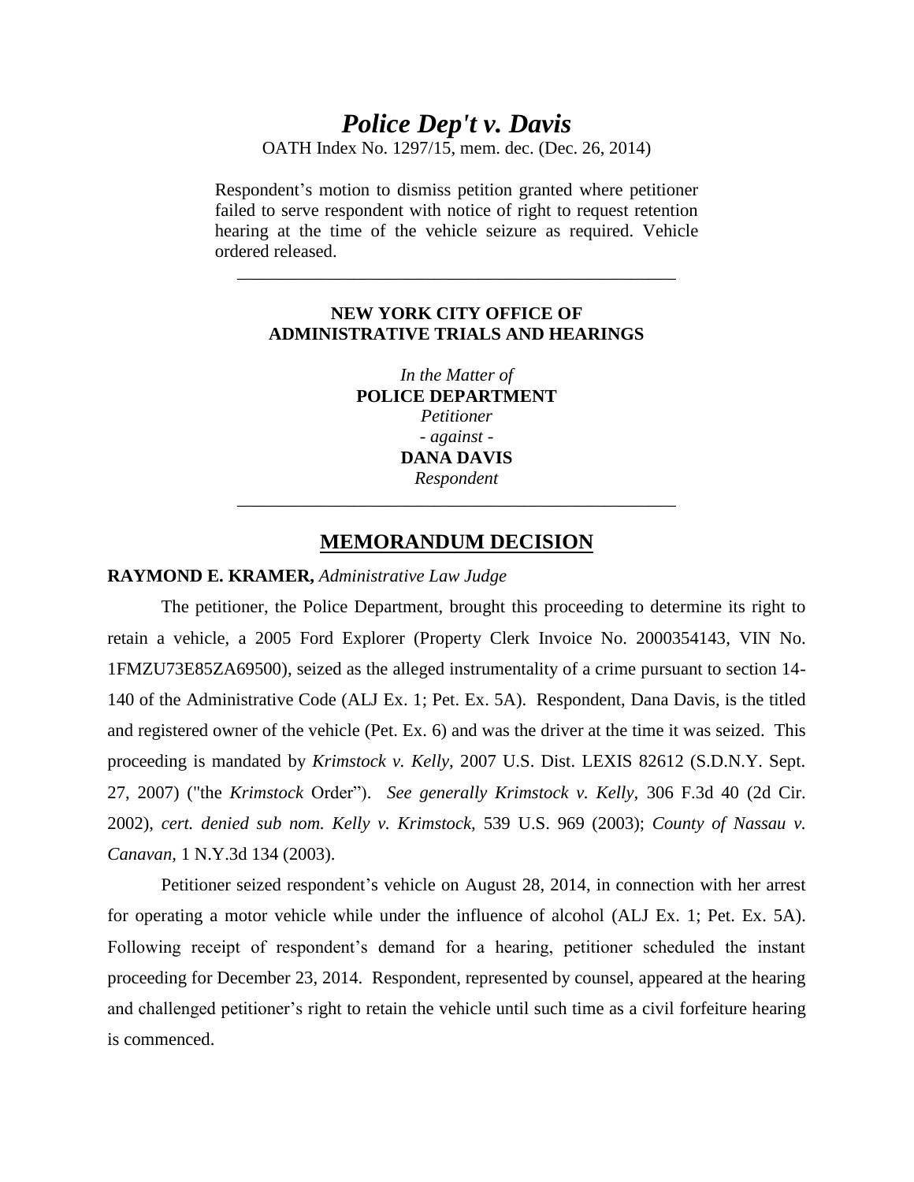# *Police Dep't v. Davis*

OATH Index No. 1297/15, mem. dec. (Dec. 26, 2014)

Respondent's motion to dismiss petition granted where petitioner failed to serve respondent with notice of right to request retention hearing at the time of the vehicle seizure as required. Vehicle ordered released.

---

**NEW YORK CITY OFFICE OF ADMINISTRATIVE TRIALS AND HEARINGS**

*In the Matter of*
**POLICE DEPARTMENT**
*Petitioner*
*- against -*
**DANA DAVIS**
*Respondent*

---

## MEMORANDUM DECISION

**RAYMOND E. KRAMER,** *Administrative Law Judge*

The petitioner, the Police Department, brought this proceeding to determine its right to retain a vehicle, a 2005 Ford Explorer (Property Clerk Invoice No. 2000354143, VIN No. 1FMZU73E85ZA69500), seized as the alleged instrumentality of a crime pursuant to section 14-140 of the Administrative Code (ALJ Ex. 1; Pet. Ex. 5A). Respondent, Dana Davis, is the titled and registered owner of the vehicle (Pet. Ex. 6) and was the driver at the time it was seized. This proceeding is mandated by *Krimstock v. Kelly*, 2007 U.S. Dist. LEXIS 82612 (S.D.N.Y. Sept. 27, 2007) ("the *Krimstock* Order"). *See generally Krimstock v. Kelly*, 306 F.3d 40 (2d Cir. 2002), *cert. denied sub nom. Kelly v. Krimstock,* 539 U.S. 969 (2003); *County of Nassau v. Canavan*, 1 N.Y.3d 134 (2003).

Petitioner seized respondent's vehicle on August 28, 2014, in connection with her arrest for operating a motor vehicle while under the influence of alcohol (ALJ Ex. 1; Pet. Ex. 5A). Following receipt of respondent's demand for a hearing, petitioner scheduled the instant proceeding for December 23, 2014. Respondent, represented by counsel, appeared at the hearing and challenged petitioner's right to retain the vehicle until such time as a civil forfeiture hearing is commenced.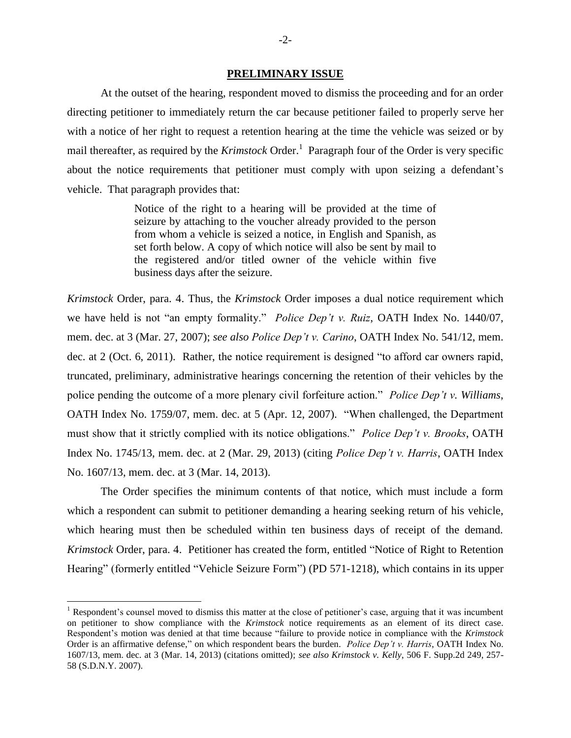## PRELIMINARY ISSUE

At the outset of the hearing, respondent moved to dismiss the proceeding and for an order directing petitioner to immediately return the car because petitioner failed to properly serve her with a notice of her right to request a retention hearing at the time the vehicle was seized or by mail thereafter, as required by the *Krimstock* Order.[1] Paragraph four of the Order is very specific about the notice requirements that petitioner must comply with upon seizing a defendant's vehicle. That paragraph provides that:

> Notice of the right to a hearing will be provided at the time of seizure by attaching to the voucher already provided to the person from whom a vehicle is seized a notice, in English and Spanish, as set forth below. A copy of which notice will also be sent by mail to the registered and/or titled owner of the vehicle within five business days after the seizure.

*Krimstock* Order, para. 4. Thus, the *Krimstock* Order imposes a dual notice requirement which we have held is not "an empty formality." *Police Dep't v. Ruiz*, OATH Index No. 1440/07, mem. dec. at 3 (Mar. 27, 2007); *see also Police Dep't v. Carino*, OATH Index No. 541/12, mem. dec. at 2 (Oct. 6, 2011). Rather, the notice requirement is designed "to afford car owners rapid, truncated, preliminary, administrative hearings concerning the retention of their vehicles by the police pending the outcome of a more plenary civil forfeiture action." *Police Dep't v. Williams*, OATH Index No. 1759/07, mem. dec. at 5 (Apr. 12, 2007). "When challenged, the Department must show that it strictly complied with its notice obligations." *Police Dep't v. Brooks*, OATH Index No. 1745/13, mem. dec. at 2 (Mar. 29, 2013) (citing *Police Dep't v. Harris*, OATH Index No. 1607/13, mem. dec. at 3 (Mar. 14, 2013).

The Order specifies the minimum contents of that notice, which must include a form which a respondent can submit to petitioner demanding a hearing seeking return of his vehicle, which hearing must then be scheduled within ten business days of receipt of the demand. *Krimstock* Order, para. 4. Petitioner has created the form, entitled "Notice of Right to Retention Hearing" (formerly entitled "Vehicle Seizure Form") (PD 571-1218), which contains in its upper

---

[1] Respondent's counsel moved to dismiss this matter at the close of petitioner's case, arguing that it was incumbent on petitioner to show compliance with the *Krimstock* notice requirements as an element of its direct case. Respondent's motion was denied at that time because "failure to provide notice in compliance with the *Krimstock* Order is an affirmative defense," on which respondent bears the burden. *Police Dep't v. Harris*, OATH Index No. 1607/13, mem. dec. at 3 (Mar. 14, 2013) (citations omitted); *see also Krimstock v. Kelly*, 506 F. Supp.2d 249, 257-58 (S.D.N.Y. 2007).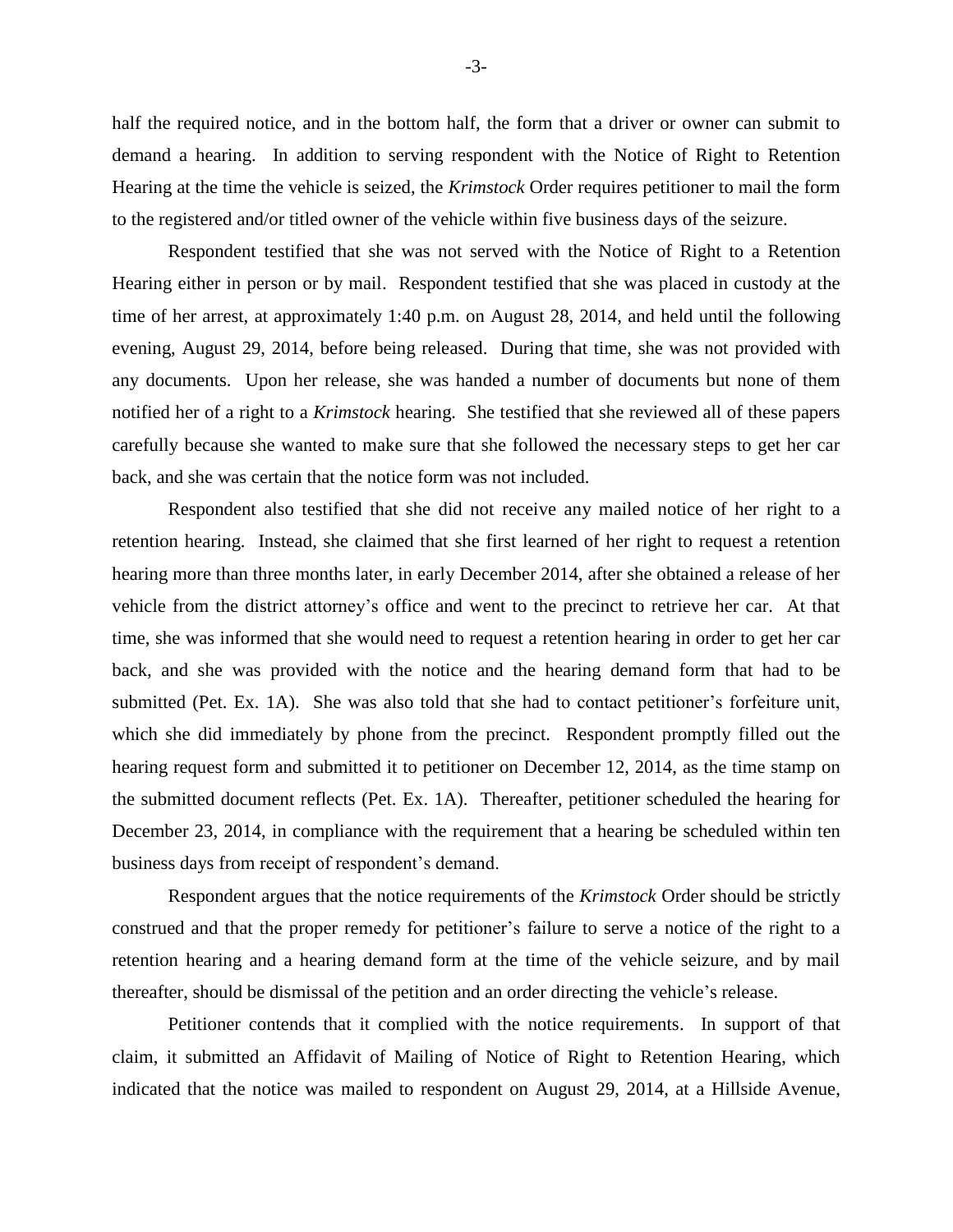half the required notice, and in the bottom half, the form that a driver or owner can submit to demand a hearing. In addition to serving respondent with the Notice of Right to Retention Hearing at the time the vehicle is seized, the *Krimstock* Order requires petitioner to mail the form to the registered and/or titled owner of the vehicle within five business days of the seizure.

Respondent testified that she was not served with the Notice of Right to a Retention Hearing either in person or by mail. Respondent testified that she was placed in custody at the time of her arrest, at approximately 1:40 p.m. on August 28, 2014, and held until the following evening, August 29, 2014, before being released. During that time, she was not provided with any documents. Upon her release, she was handed a number of documents but none of them notified her of a right to a *Krimstock* hearing. She testified that she reviewed all of these papers carefully because she wanted to make sure that she followed the necessary steps to get her car back, and she was certain that the notice form was not included.

Respondent also testified that she did not receive any mailed notice of her right to a retention hearing. Instead, she claimed that she first learned of her right to request a retention hearing more than three months later, in early December 2014, after she obtained a release of her vehicle from the district attorney's office and went to the precinct to retrieve her car. At that time, she was informed that she would need to request a retention hearing in order to get her car back, and she was provided with the notice and the hearing demand form that had to be submitted (Pet. Ex. 1A). She was also told that she had to contact petitioner's forfeiture unit, which she did immediately by phone from the precinct. Respondent promptly filled out the hearing request form and submitted it to petitioner on December 12, 2014, as the time stamp on the submitted document reflects (Pet. Ex. 1A). Thereafter, petitioner scheduled the hearing for December 23, 2014, in compliance with the requirement that a hearing be scheduled within ten business days from receipt of respondent's demand.

Respondent argues that the notice requirements of the *Krimstock* Order should be strictly construed and that the proper remedy for petitioner's failure to serve a notice of the right to a retention hearing and a hearing demand form at the time of the vehicle seizure, and by mail thereafter, should be dismissal of the petition and an order directing the vehicle's release.

Petitioner contends that it complied with the notice requirements. In support of that claim, it submitted an Affidavit of Mailing of Notice of Right to Retention Hearing, which indicated that the notice was mailed to respondent on August 29, 2014, at a Hillside Avenue,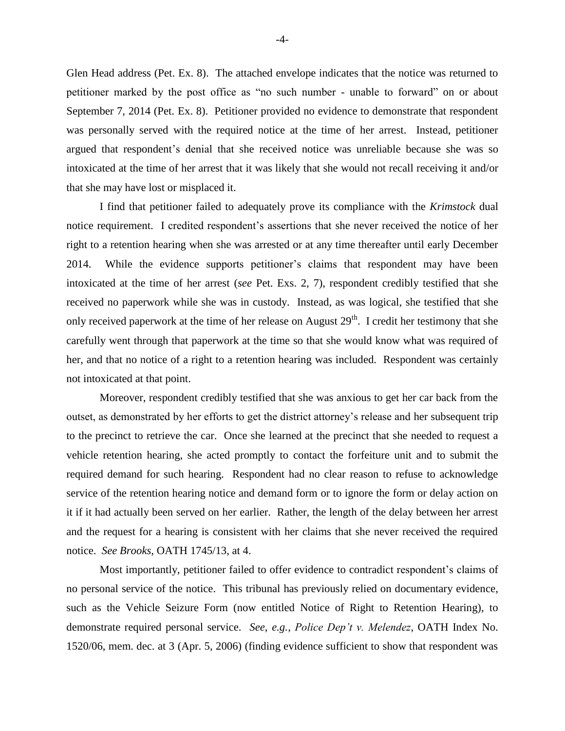Glen Head address (Pet. Ex. 8). The attached envelope indicates that the notice was returned to petitioner marked by the post office as "no such number - unable to forward" on or about September 7, 2014 (Pet. Ex. 8). Petitioner provided no evidence to demonstrate that respondent was personally served with the required notice at the time of her arrest. Instead, petitioner argued that respondent's denial that she received notice was unreliable because she was so intoxicated at the time of her arrest that it was likely that she would not recall receiving it and/or that she may have lost or misplaced it.

I find that petitioner failed to adequately prove its compliance with the *Krimstock* dual notice requirement. I credited respondent's assertions that she never received the notice of her right to a retention hearing when she was arrested or at any time thereafter until early December 2014. While the evidence supports petitioner's claims that respondent may have been intoxicated at the time of her arrest (*see* Pet. Exs. 2, 7), respondent credibly testified that she received no paperwork while she was in custody. Instead, as was logical, she testified that she only received paperwork at the time of her release on August 29th. I credit her testimony that she carefully went through that paperwork at the time so that she would know what was required of her, and that no notice of a right to a retention hearing was included. Respondent was certainly not intoxicated at that point.

Moreover, respondent credibly testified that she was anxious to get her car back from the outset, as demonstrated by her efforts to get the district attorney's release and her subsequent trip to the precinct to retrieve the car. Once she learned at the precinct that she needed to request a vehicle retention hearing, she acted promptly to contact the forfeiture unit and to submit the required demand for such hearing. Respondent had no clear reason to refuse to acknowledge service of the retention hearing notice and demand form or to ignore the form or delay action on it if it had actually been served on her earlier. Rather, the length of the delay between her arrest and the request for a hearing is consistent with her claims that she never received the required notice. *See Brooks*, OATH 1745/13, at 4.

Most importantly, petitioner failed to offer evidence to contradict respondent's claims of no personal service of the notice. This tribunal has previously relied on documentary evidence, such as the Vehicle Seizure Form (now entitled Notice of Right to Retention Hearing), to demonstrate required personal service. *See, e.g., Police Dep't v. Melendez*, OATH Index No. 1520/06, mem. dec. at 3 (Apr. 5, 2006) (finding evidence sufficient to show that respondent was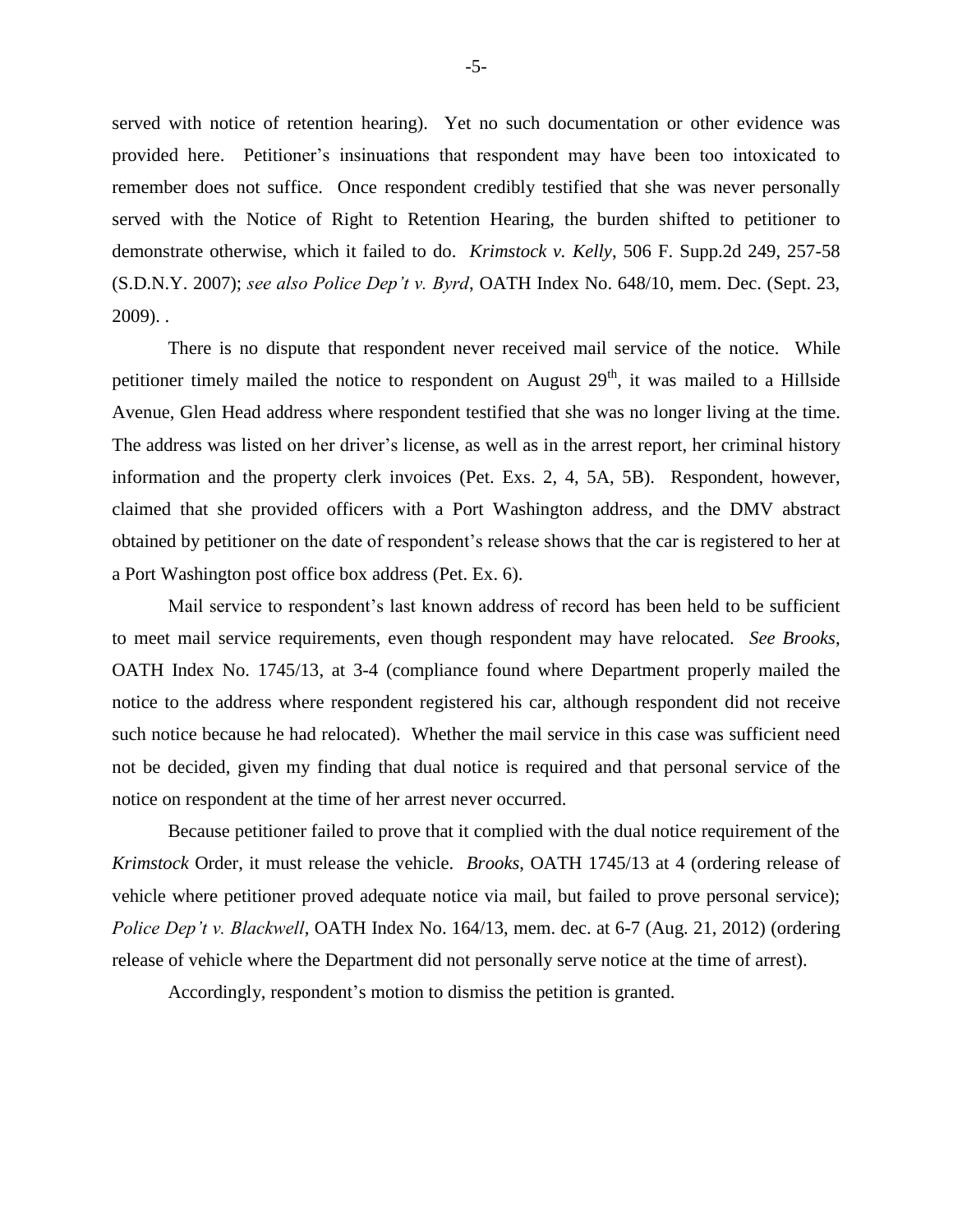served with notice of retention hearing). Yet no such documentation or other evidence was provided here. Petitioner's insinuations that respondent may have been too intoxicated to remember does not suffice. Once respondent credibly testified that she was never personally served with the Notice of Right to Retention Hearing, the burden shifted to petitioner to demonstrate otherwise, which it failed to do. *Krimstock v. Kelly*, 506 F. Supp.2d 249, 257-58 (S.D.N.Y. 2007); *see also Police Dep't v. Byrd*, OATH Index No. 648/10, mem. Dec. (Sept. 23, 2009). .

There is no dispute that respondent never received mail service of the notice. While petitioner timely mailed the notice to respondent on August 29th, it was mailed to a Hillside Avenue, Glen Head address where respondent testified that she was no longer living at the time. The address was listed on her driver's license, as well as in the arrest report, her criminal history information and the property clerk invoices (Pet. Exs. 2, 4, 5A, 5B). Respondent, however, claimed that she provided officers with a Port Washington address, and the DMV abstract obtained by petitioner on the date of respondent's release shows that the car is registered to her at a Port Washington post office box address (Pet. Ex. 6).

Mail service to respondent's last known address of record has been held to be sufficient to meet mail service requirements, even though respondent may have relocated. *See Brooks*, OATH Index No. 1745/13, at 3-4 (compliance found where Department properly mailed the notice to the address where respondent registered his car, although respondent did not receive such notice because he had relocated). Whether the mail service in this case was sufficient need not be decided, given my finding that dual notice is required and that personal service of the notice on respondent at the time of her arrest never occurred.

Because petitioner failed to prove that it complied with the dual notice requirement of the *Krimstock* Order, it must release the vehicle. *Brooks*, OATH 1745/13 at 4 (ordering release of vehicle where petitioner proved adequate notice via mail, but failed to prove personal service); *Police Dep't v. Blackwell*, OATH Index No. 164/13, mem. dec. at 6-7 (Aug. 21, 2012) (ordering release of vehicle where the Department did not personally serve notice at the time of arrest).

Accordingly, respondent's motion to dismiss the petition is granted.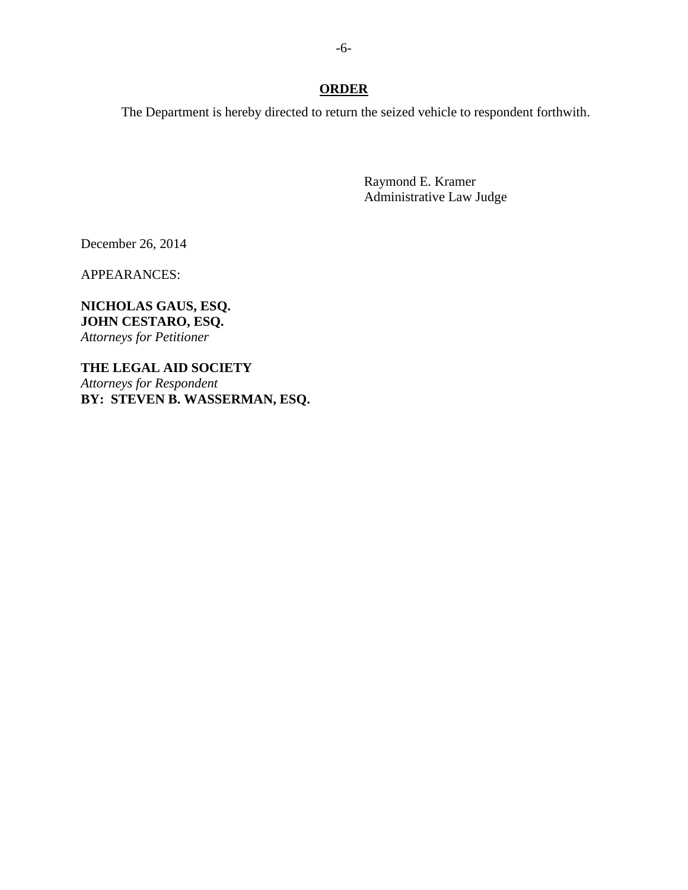## ORDER

The Department is hereby directed to return the seized vehicle to respondent forthwith.

Raymond E. Kramer
Administrative Law Judge

December 26, 2014

APPEARANCES:

**NICHOLAS GAUS, ESQ.**
**JOHN CESTARO, ESQ.**
*Attorneys for Petitioner*

**THE LEGAL AID SOCIETY**
*Attorneys for Respondent*
**BY: STEVEN B. WASSERMAN, ESQ.**